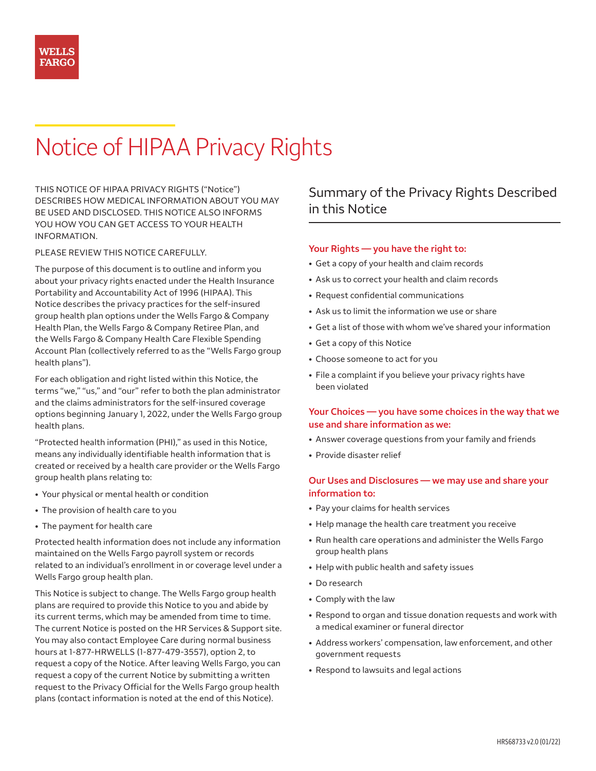WELLS FARGO

# Notice of HIPAA Privacy Rights

THIS NOTICE OF HIPAA PRIVACY RIGHTS ("Notice") DESCRIBES HOW MEDICAL INFORMATION ABOUT YOU MAY BE USED AND DISCLOSED. THIS NOTICE ALSO INFORMS YOU HOW YOU CAN GET ACCESS TO YOUR HEALTH INFORMATION.

PLEASE REVIEW THIS NOTICE CAREFULLY.

The purpose of this document is to outline and inform you about your privacy rights enacted under the Health Insurance Portability and Accountability Act of 1996 (HIPAA). This Notice describes the privacy practices for the self-insured group health plan options under the Wells Fargo & Company Health Plan, the Wells Fargo & Company Retiree Plan, and the Wells Fargo & Company Health Care Flexible Spending Account Plan (collectively referred to as the "Wells Fargo group health plans").

For each obligation and right listed within this Notice, the terms "we," "us," and "our" refer to both the plan administrator and the claims administrators for the self-insured coverage options beginning January 1, 2022, under the Wells Fargo group health plans.

"Protected health information (PHI)," as used in this Notice, means any individually identifiable health information that is created or received by a health care provider or the Wells Fargo group health plans relating to:

- Your physical or mental health or condition
- The provision of health care to you
- The payment for health care

Protected health information does not include any information maintained on the Wells Fargo payroll system or records related to an individual's enrollment in or coverage level under a Wells Fargo group health plan.

This Notice is subject to change. The Wells Fargo group health plans are required to provide this Notice to you and abide by its current terms, which may be amended from time to time. The current Notice is posted on the HR Services & Support site. You may also contact Employee Care during normal business hours at 1-877-HRWELLS (1-877-479-3557), option 2, to request a copy of the Notice. After leaving Wells Fargo, you can request a copy of the current Notice by submitting a written request to the Privacy Official for the Wells Fargo group health plans (contact information is noted at the end of this Notice).

## Summary of the Privacy Rights Described in this Notice

### Your Rights — you have the right to:

- Get a copy of your health and claim records
- Ask us to correct your health and claim records
- Request confidential communications
- Ask us to limit the information we use or share
- Get a list of those with whom we've shared your information
- Get a copy of this Notice
- Choose someone to act for you
- File a complaint if you believe your privacy rights have been violated

### Your Choices — you have some choices in the way that we use and share information as we:

- Answer coverage questions from your family and friends
- Provide disaster relief

### Our Uses and Disclosures — we may use and share your information to:

- Pay your claims for health services
- Help manage the health care treatment you receive
- Run health care operations and administer the Wells Fargo group health plans
- Help with public health and safety issues
- Do research
- Comply with the law
- Respond to organ and tissue donation requests and work with a medical examiner or funeral director
- Address workers' compensation, law enforcement, and other government requests
- Respond to lawsuits and legal actions

HRS68733 v2.0 (01/22)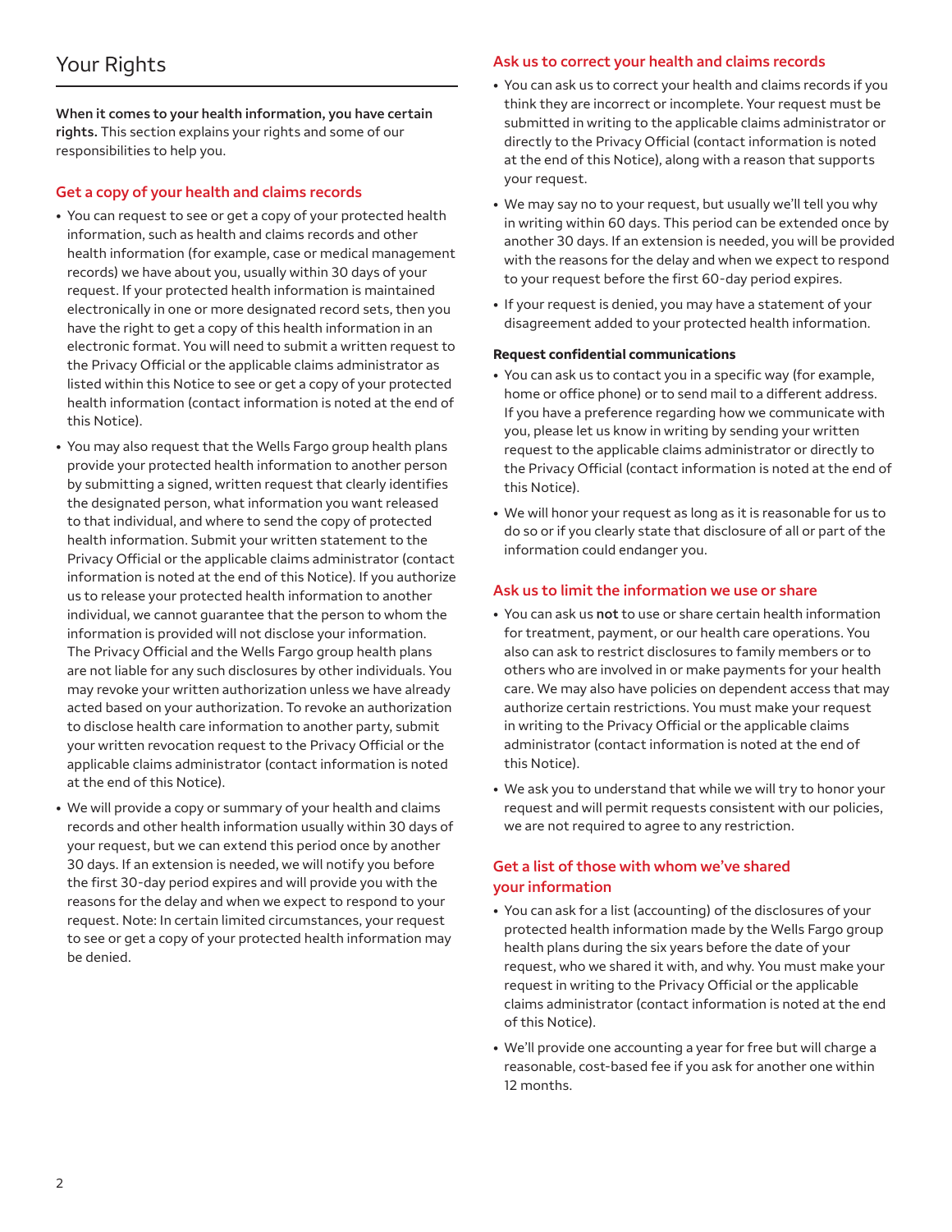# Your Rights

**When it comes to your health information, you have certain rights.** This section explains your rights and some of our responsibilities to help you.

## Get a copy of your health and claims records

- You can request to see or get a copy of your protected health information, such as health and claims records and other health information (for example, case or medical management records) we have about you, usually within 30 days of your request. If your protected health information is maintained electronically in one or more designated record sets, then you have the right to get a copy of this health information in an electronic format. You will need to submit a written request to the Privacy Official or the applicable claims administrator as listed within this Notice to see or get a copy of your protected health information (contact information is noted at the end of this Notice).
- You may also request that the Wells Fargo group health plans provide your protected health information to another person by submitting a signed, written request that clearly identifies the designated person, what information you want released to that individual, and where to send the copy of protected health information. Submit your written statement to the Privacy Official or the applicable claims administrator (contact information is noted at the end of this Notice). If you authorize us to release your protected health information to another individual, we cannot guarantee that the person to whom the information is provided will not disclose your information. The Privacy Official and the Wells Fargo group health plans are not liable for any such disclosures by other individuals. You may revoke your written authorization unless we have already acted based on your authorization. To revoke an authorization to disclose health care information to another party, submit your written revocation request to the Privacy Official or the applicable claims administrator (contact information is noted at the end of this Notice).
- We will provide a copy or summary of your health and claims records and other health information usually within 30 days of your request, but we can extend this period once by another 30 days. If an extension is needed, we will notify you before the first 30-day period expires and will provide you with the reasons for the delay and when we expect to respond to your request. Note: In certain limited circumstances, your request to see or get a copy of your protected health information may be denied.

## Ask us to correct your health and claims records

- You can ask us to correct your health and claims records if you think they are incorrect or incomplete. Your request must be submitted in writing to the applicable claims administrator or directly to the Privacy Official (contact information is noted at the end of this Notice), along with a reason that supports your request.
- We may say no to your request, but usually we'll tell you why in writing within 60 days. This period can be extended once by another 30 days. If an extension is needed, you will be provided with the reasons for the delay and when we expect to respond to your request before the first 60-day period expires.
- If your request is denied, you may have a statement of your disagreement added to your protected health information.

### Request confidential communications

- You can ask us to contact you in a specific way (for example, home or office phone) or to send mail to a different address. If you have a preference regarding how we communicate with you, please let us know in writing by sending your written request to the applicable claims administrator or directly to the Privacy Official (contact information is noted at the end of this Notice).
- We will honor your request as long as it is reasonable for us to do so or if you clearly state that disclosure of all or part of the information could endanger you.

## Ask us to limit the information we use or share

- You can ask us **not** to use or share certain health information for treatment, payment, or our health care operations. You also can ask to restrict disclosures to family members or to others who are involved in or make payments for your health care. We may also have policies on dependent access that may authorize certain restrictions. You must make your request in writing to the Privacy Official or the applicable claims administrator (contact information is noted at the end of this Notice).
- We ask you to understand that while we will try to honor your request and will permit requests consistent with our policies, we are not required to agree to any restriction.

## Get a list of those with whom we've shared your information

- You can ask for a list (accounting) of the disclosures of your protected health information made by the Wells Fargo group health plans during the six years before the date of your request, who we shared it with, and why. You must make your request in writing to the Privacy Official or the applicable claims administrator (contact information is noted at the end of this Notice).
- We'll provide one accounting a year for free but will charge a reasonable, cost-based fee if you ask for another one within 12 months.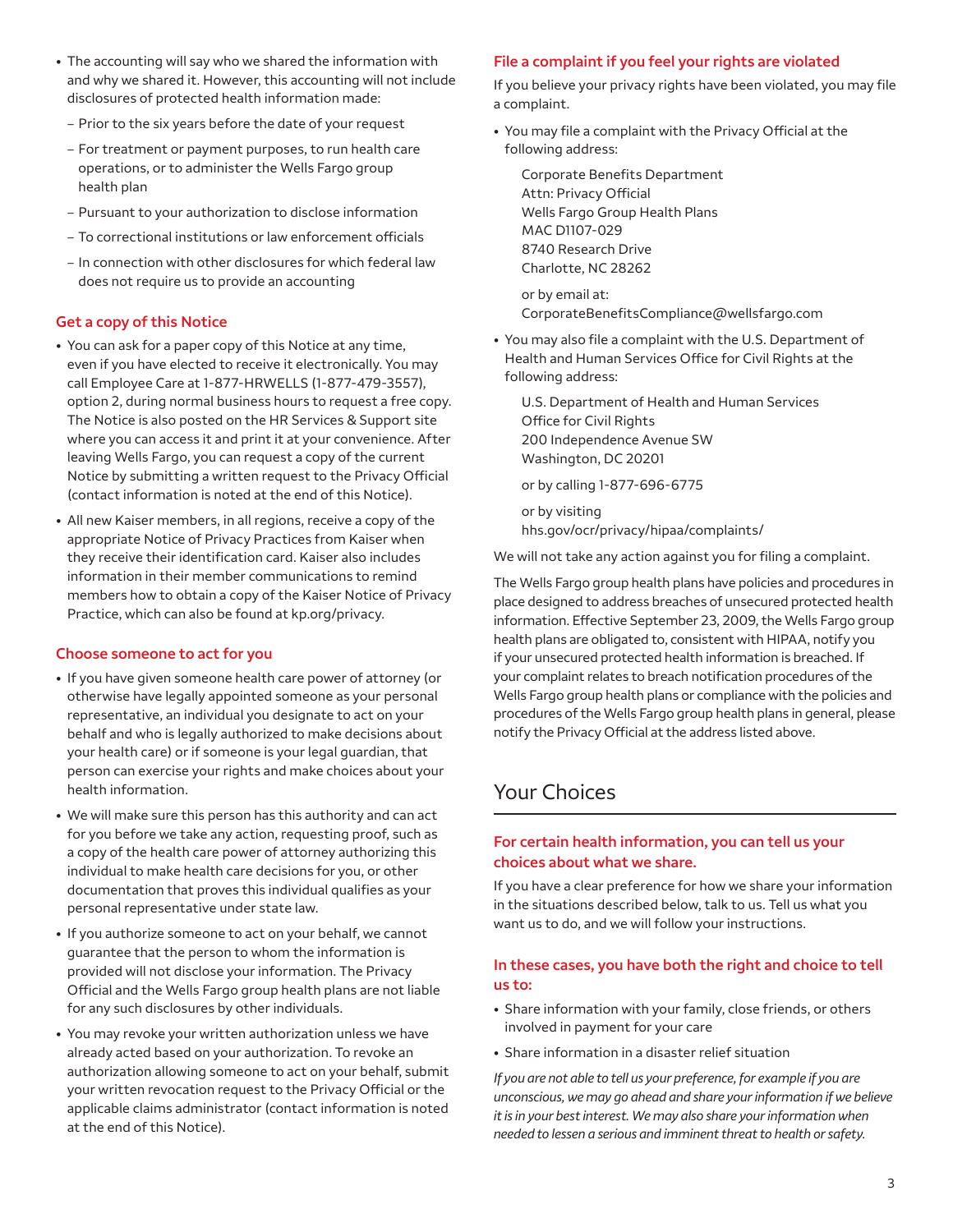- The accounting will say who we shared the information with and why we shared it. However, this accounting will not include disclosures of protected health information made:
  - Prior to the six years before the date of your request
  - For treatment or payment purposes, to run health care operations, or to administer the Wells Fargo group health plan
  - Pursuant to your authorization to disclose information
  - To correctional institutions or law enforcement officials
  - In connection with other disclosures for which federal law does not require us to provide an accounting

### Get a copy of this Notice

- You can ask for a paper copy of this Notice at any time, even if you have elected to receive it electronically. You may call Employee Care at 1-877-HRWELLS (1-877-479-3557), option 2, during normal business hours to request a free copy. The Notice is also posted on the HR Services & Support site where you can access it and print it at your convenience. After leaving Wells Fargo, you can request a copy of the current Notice by submitting a written request to the Privacy Official (contact information is noted at the end of this Notice).
- All new Kaiser members, in all regions, receive a copy of the appropriate Notice of Privacy Practices from Kaiser when they receive their identification card. Kaiser also includes information in their member communications to remind members how to obtain a copy of the Kaiser Notice of Privacy Practice, which can also be found at kp.org/privacy.

### Choose someone to act for you

- If you have given someone health care power of attorney (or otherwise have legally appointed someone as your personal representative, an individual you designate to act on your behalf and who is legally authorized to make decisions about your health care) or if someone is your legal guardian, that person can exercise your rights and make choices about your health information.
- We will make sure this person has this authority and can act for you before we take any action, requesting proof, such as a copy of the health care power of attorney authorizing this individual to make health care decisions for you, or other documentation that proves this individual qualifies as your personal representative under state law.
- If you authorize someone to act on your behalf, we cannot guarantee that the person to whom the information is provided will not disclose your information. The Privacy Official and the Wells Fargo group health plans are not liable for any such disclosures by other individuals.
- You may revoke your written authorization unless we have already acted based on your authorization. To revoke an authorization allowing someone to act on your behalf, submit your written revocation request to the Privacy Official or the applicable claims administrator (contact information is noted at the end of this Notice).

### File a complaint if you feel your rights are violated

If you believe your privacy rights have been violated, you may file a complaint.

- You may file a complaint with the Privacy Official at the following address:

  Corporate Benefits Department
  Attn: Privacy Official
  Wells Fargo Group Health Plans
  MAC D1107-029
  8740 Research Drive
  Charlotte, NC 28262

  or by email at:
  CorporateBenefitsCompliance@wellsfargo.com

- You may also file a complaint with the U.S. Department of Health and Human Services Office for Civil Rights at the following address:

  U.S. Department of Health and Human Services
  Office for Civil Rights
  200 Independence Avenue SW
  Washington, DC 20201

  or by calling 1-877-696-6775

  or by visiting
  hhs.gov/ocr/privacy/hipaa/complaints/

We will not take any action against you for filing a complaint.

The Wells Fargo group health plans have policies and procedures in place designed to address breaches of unsecured protected health information. Effective September 23, 2009, the Wells Fargo group health plans are obligated to, consistent with HIPAA, notify you if your unsecured protected health information is breached. If your complaint relates to breach notification procedures of the Wells Fargo group health plans or compliance with the policies and procedures of the Wells Fargo group health plans in general, please notify the Privacy Official at the address listed above.

## Your Choices

### For certain health information, you can tell us your choices about what we share.

If you have a clear preference for how we share your information in the situations described below, talk to us. Tell us what you want us to do, and we will follow your instructions.

### In these cases, you have both the right and choice to tell us to:

- Share information with your family, close friends, or others involved in payment for your care
- Share information in a disaster relief situation

*If you are not able to tell us your preference, for example if you are unconscious, we may go ahead and share your information if we believe it is in your best interest. We may also share your information when needed to lessen a serious and imminent threat to health or safety.*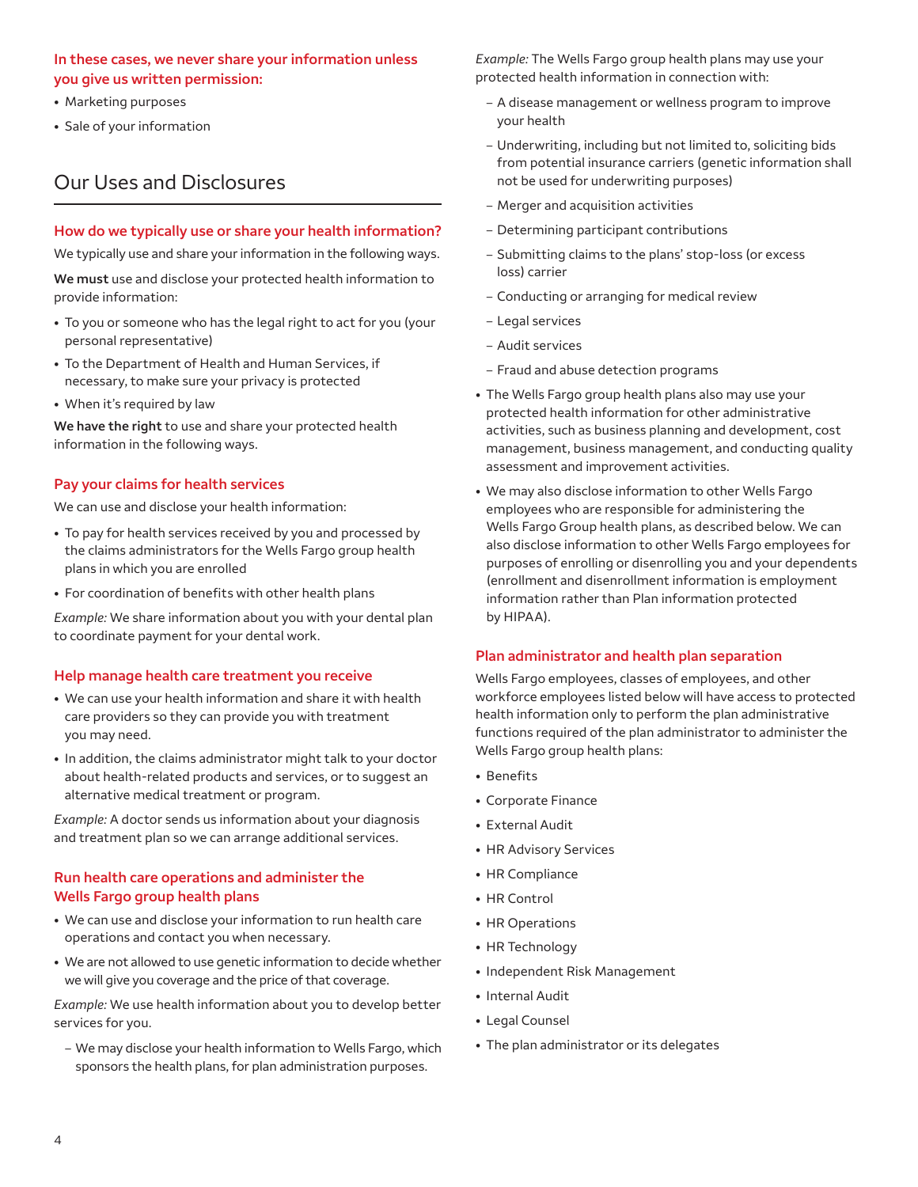### In these cases, we never share your information unless you give us written permission:

- Marketing purposes
- Sale of your information

## Our Uses and Disclosures

### How do we typically use or share your health information?

We typically use and share your information in the following ways.

**We must** use and disclose your protected health information to provide information:

- To you or someone who has the legal right to act for you (your personal representative)
- To the Department of Health and Human Services, if necessary, to make sure your privacy is protected
- When it's required by law

**We have the right** to use and share your protected health information in the following ways.

### Pay your claims for health services

We can use and disclose your health information:

- To pay for health services received by you and processed by the claims administrators for the Wells Fargo group health plans in which you are enrolled
- For coordination of benefits with other health plans

*Example:* We share information about you with your dental plan to coordinate payment for your dental work.

### Help manage health care treatment you receive

- We can use your health information and share it with health care providers so they can provide you with treatment you may need.
- In addition, the claims administrator might talk to your doctor about health-related products and services, or to suggest an alternative medical treatment or program.

*Example:* A doctor sends us information about your diagnosis and treatment plan so we can arrange additional services.

### Run health care operations and administer the Wells Fargo group health plans

- We can use and disclose your information to run health care operations and contact you when necessary.
- We are not allowed to use genetic information to decide whether we will give you coverage and the price of that coverage.

*Example:* We use health information about you to develop better services for you.

- We may disclose your health information to Wells Fargo, which sponsors the health plans, for plan administration purposes.

*Example:* The Wells Fargo group health plans may use your protected health information in connection with:

- A disease management or wellness program to improve your health
- Underwriting, including but not limited to, soliciting bids from potential insurance carriers (genetic information shall not be used for underwriting purposes)
- Merger and acquisition activities
- Determining participant contributions
- Submitting claims to the plans' stop-loss (or excess loss) carrier
- Conducting or arranging for medical review
- Legal services
- Audit services
- Fraud and abuse detection programs

- The Wells Fargo group health plans also may use your protected health information for other administrative activities, such as business planning and development, cost management, business management, and conducting quality assessment and improvement activities.
- We may also disclose information to other Wells Fargo employees who are responsible for administering the Wells Fargo Group health plans, as described below. We can also disclose information to other Wells Fargo employees for purposes of enrolling or disenrolling you and your dependents (enrollment and disenrollment information is employment information rather than Plan information protected by HIPAA).

### Plan administrator and health plan separation

Wells Fargo employees, classes of employees, and other workforce employees listed below will have access to protected health information only to perform the plan administrative functions required of the plan administrator to administer the Wells Fargo group health plans:

- Benefits
- Corporate Finance
- External Audit
- HR Advisory Services
- HR Compliance
- HR Control
- HR Operations
- HR Technology
- Independent Risk Management
- Internal Audit
- Legal Counsel
- The plan administrator or its delegates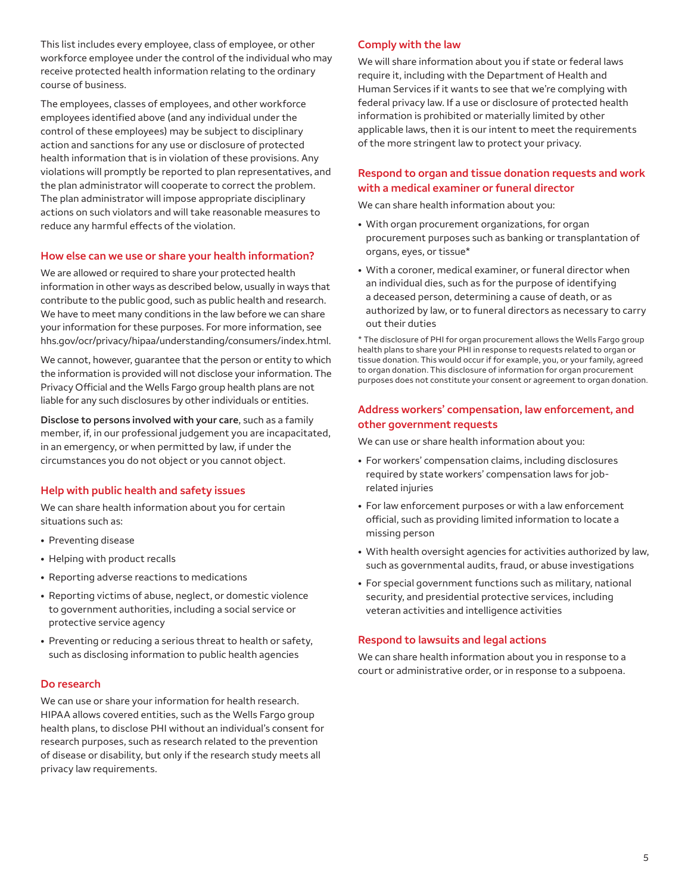This list includes every employee, class of employee, or other workforce employee under the control of the individual who may receive protected health information relating to the ordinary course of business.

The employees, classes of employees, and other workforce employees identified above (and any individual under the control of these employees) may be subject to disciplinary action and sanctions for any use or disclosure of protected health information that is in violation of these provisions. Any violations will promptly be reported to plan representatives, and the plan administrator will cooperate to correct the problem. The plan administrator will impose appropriate disciplinary actions on such violators and will take reasonable measures to reduce any harmful effects of the violation.

### How else can we use or share your health information?

We are allowed or required to share your protected health information in other ways as described below, usually in ways that contribute to the public good, such as public health and research. We have to meet many conditions in the law before we can share your information for these purposes. For more information, see hhs.gov/ocr/privacy/hipaa/understanding/consumers/index.html.

We cannot, however, guarantee that the person or entity to which the information is provided will not disclose your information. The Privacy Official and the Wells Fargo group health plans are not liable for any such disclosures by other individuals or entities.

**Disclose to persons involved with your care**, such as a family member, if, in our professional judgement you are incapacitated, in an emergency, or when permitted by law, if under the circumstances you do not object or you cannot object.

### Help with public health and safety issues

We can share health information about you for certain situations such as:

- Preventing disease
- Helping with product recalls
- Reporting adverse reactions to medications
- Reporting victims of abuse, neglect, or domestic violence to government authorities, including a social service or protective service agency
- Preventing or reducing a serious threat to health or safety, such as disclosing information to public health agencies

### Do research

We can use or share your information for health research. HIPAA allows covered entities, such as the Wells Fargo group health plans, to disclose PHI without an individual's consent for research purposes, such as research related to the prevention of disease or disability, but only if the research study meets all privacy law requirements.

### Comply with the law

We will share information about you if state or federal laws require it, including with the Department of Health and Human Services if it wants to see that we're complying with federal privacy law. If a use or disclosure of protected health information is prohibited or materially limited by other applicable laws, then it is our intent to meet the requirements of the more stringent law to protect your privacy.

### Respond to organ and tissue donation requests and work with a medical examiner or funeral director

We can share health information about you:

- With organ procurement organizations, for organ procurement purposes such as banking or transplantation of organs, eyes, or tissue*
- With a coroner, medical examiner, or funeral director when an individual dies, such as for the purpose of identifying a deceased person, determining a cause of death, or as authorized by law, or to funeral directors as necessary to carry out their duties

* The disclosure of PHI for organ procurement allows the Wells Fargo group health plans to share your PHI in response to requests related to organ or tissue donation. This would occur if for example, you, or your family, agreed to organ donation. This disclosure of information for organ procurement purposes does not constitute your consent or agreement to organ donation.

### Address workers' compensation, law enforcement, and other government requests

We can use or share health information about you:

- For workers' compensation claims, including disclosures required by state workers' compensation laws for job-related injuries
- For law enforcement purposes or with a law enforcement official, such as providing limited information to locate a missing person
- With health oversight agencies for activities authorized by law, such as governmental audits, fraud, or abuse investigations
- For special government functions such as military, national security, and presidential protective services, including veteran activities and intelligence activities

### Respond to lawsuits and legal actions

We can share health information about you in response to a court or administrative order, or in response to a subpoena.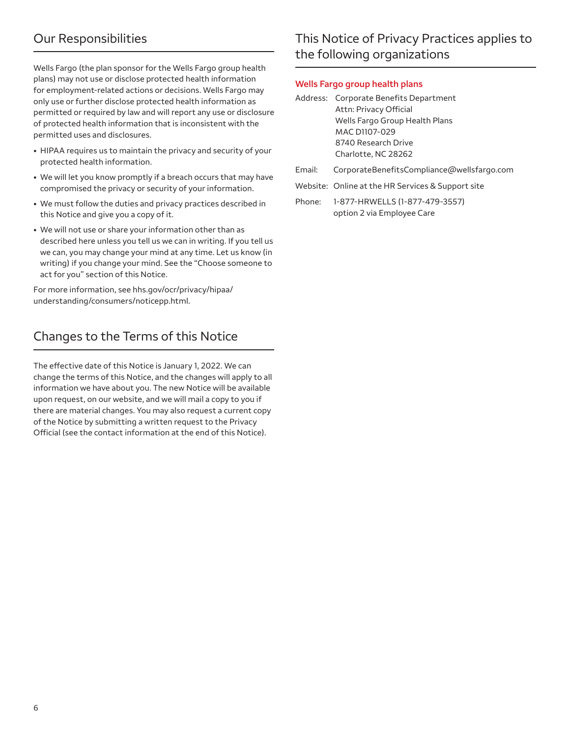## Our Responsibilities

Wells Fargo (the plan sponsor for the Wells Fargo group health plans) may not use or disclose protected health information for employment-related actions or decisions. Wells Fargo may only use or further disclose protected health information as permitted or required by law and will report any use or disclosure of protected health information that is inconsistent with the permitted uses and disclosures.

- HIPAA requires us to maintain the privacy and security of your protected health information.
- We will let you know promptly if a breach occurs that may have compromised the privacy or security of your information.
- We must follow the duties and privacy practices described in this Notice and give you a copy of it.
- We will not use or share your information other than as described here unless you tell us we can in writing. If you tell us we can, you may change your mind at any time. Let us know (in writing) if you change your mind. See the "Choose someone to act for you" section of this Notice.

For more information, see hhs.gov/ocr/privacy/hipaa/understanding/consumers/noticepp.html.

## Changes to the Terms of this Notice

The effective date of this Notice is January 1, 2022. We can change the terms of this Notice, and the changes will apply to all information we have about you. The new Notice will be available upon request, on our website, and we will mail a copy to you if there are material changes. You may also request a current copy of the Notice by submitting a written request to the Privacy Official (see the contact information at the end of this Notice).

## This Notice of Privacy Practices applies to the following organizations

### Wells Fargo group health plans

Address: Corporate Benefits Department
Attn: Privacy Official
Wells Fargo Group Health Plans
MAC D1107-029
8740 Research Drive
Charlotte, NC 28262

Email: CorporateBenefitsCompliance@wellsfargo.com

Website: Online at the HR Services & Support site

Phone: 1-877-HRWELLS (1-877-479-3557)
option 2 via Employee Care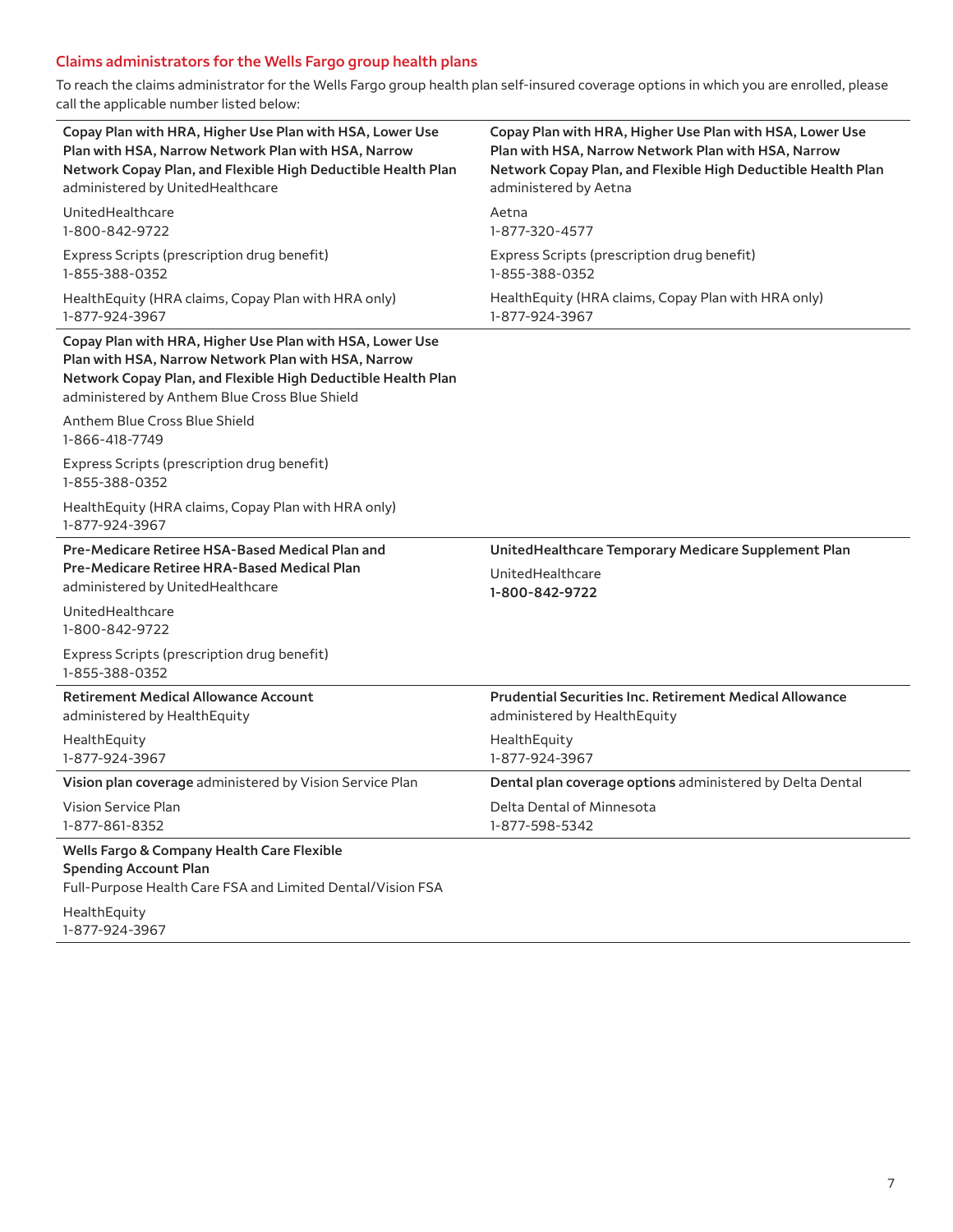## Claims administrators for the Wells Fargo group health plans

To reach the claims administrator for the Wells Fargo group health plan self-insured coverage options in which you are enrolled, please call the applicable number listed below:

**Copay Plan with HRA, Higher Use Plan with HSA, Lower Use Plan with HSA, Narrow Network Plan with HSA, Narrow Network Copay Plan, and Flexible High Deductible Health Plan** administered by UnitedHealthcare

UnitedHealthcare
1-800-842-9722

Express Scripts (prescription drug benefit)
1-855-388-0352

HealthEquity (HRA claims, Copay Plan with HRA only)
1-877-924-3967

**Copay Plan with HRA, Higher Use Plan with HSA, Lower Use Plan with HSA, Narrow Network Plan with HSA, Narrow Network Copay Plan, and Flexible High Deductible Health Plan** administered by Aetna

Aetna
1-877-320-4577

Express Scripts (prescription drug benefit)
1-855-388-0352

HealthEquity (HRA claims, Copay Plan with HRA only)
1-877-924-3967

**Copay Plan with HRA, Higher Use Plan with HSA, Lower Use Plan with HSA, Narrow Network Plan with HSA, Narrow Network Copay Plan, and Flexible High Deductible Health Plan** administered by Anthem Blue Cross Blue Shield

Anthem Blue Cross Blue Shield
1-866-418-7749

Express Scripts (prescription drug benefit)
1-855-388-0352

HealthEquity (HRA claims, Copay Plan with HRA only)
1-877-924-3967

**Pre-Medicare Retiree HSA-Based Medical Plan and Pre-Medicare Retiree HRA-Based Medical Plan** administered by UnitedHealthcare

UnitedHealthcare
1-800-842-9722

Express Scripts (prescription drug benefit)
1-855-388-0352

**UnitedHealthcare Temporary Medicare Supplement Plan**

UnitedHealthcare
**1-800-842-9722**

**Retirement Medical Allowance Account** administered by HealthEquity

HealthEquity
1-877-924-3967

**Prudential Securities Inc. Retirement Medical Allowance** administered by HealthEquity

HealthEquity
1-877-924-3967

**Vision plan coverage** administered by Vision Service Plan

Vision Service Plan
1-877-861-8352

**Dental plan coverage options** administered by Delta Dental

Delta Dental of Minnesota
1-877-598-5342

**Wells Fargo & Company Health Care Flexible Spending Account Plan**
Full-Purpose Health Care FSA and Limited Dental/Vision FSA

HealthEquity
1-877-924-3967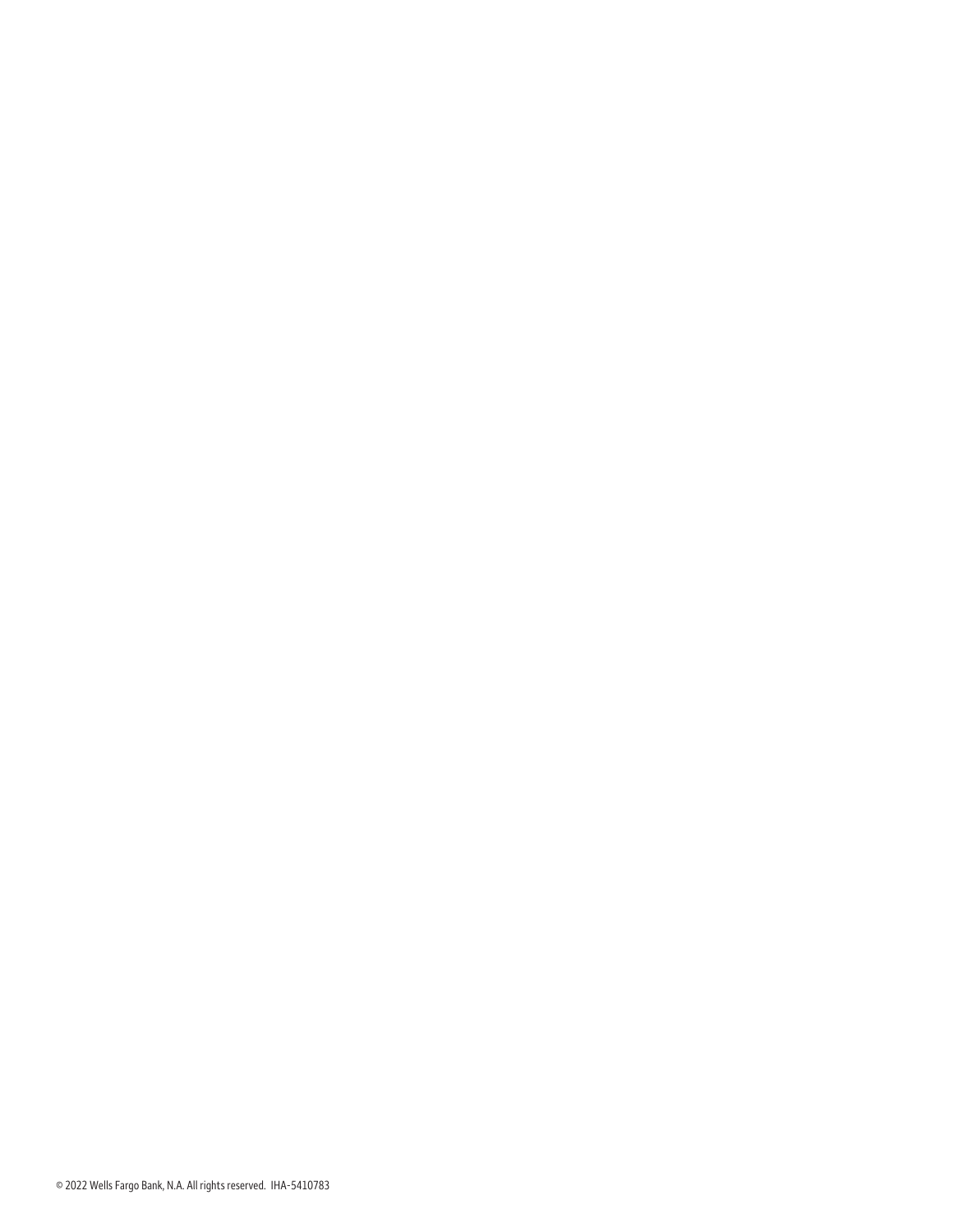© 2022 Wells Fargo Bank, N.A. All rights reserved. IHA-5410783